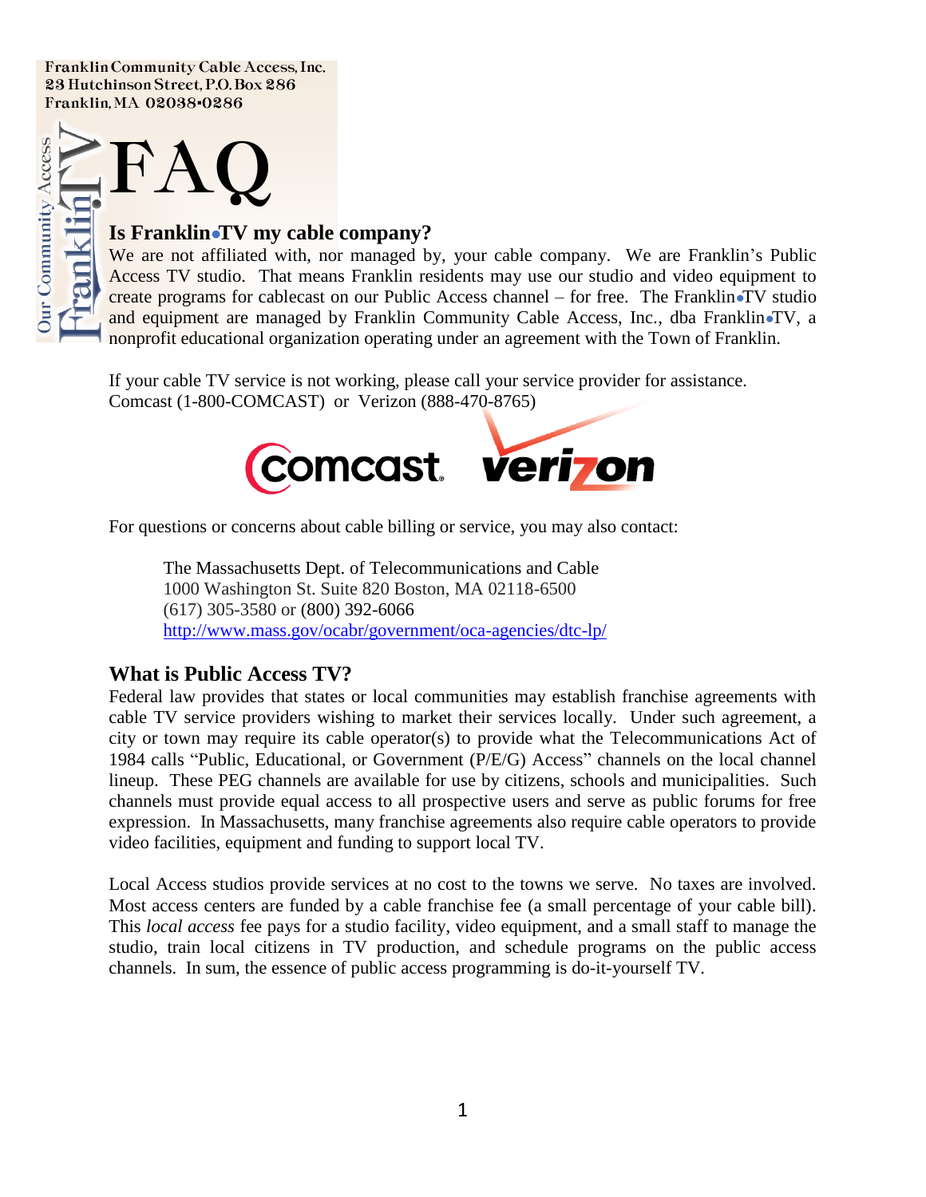Franklin Community Cable Access, Inc.
23 Hutchinson Street, P.O. Box 286
Franklin, MA 02038-0286

# FAQ

## Is Franklin•TV my cable company?

We are not affiliated with, nor managed by, your cable company. We are Franklin's Public Access TV studio. That means Franklin residents may use our studio and video equipment to create programs for cablecast on our Public Access channel – for free. The Franklin•TV studio and equipment are managed by Franklin Community Cable Access, Inc., dba Franklin•TV, a nonprofit educational organization operating under an agreement with the Town of Franklin.

If your cable TV service is not working, please call your service provider for assistance.
Comcast (1-800-COMCAST) or Verizon (888-470-8765)

For questions or concerns about cable billing or service, you may also contact:

> The Massachusetts Dept. of Telecommunications and Cable
> 1000 Washington St. Suite 820 Boston, MA 02118-6500
> (617) 305-3580 or (800) 392-6066
> http://www.mass.gov/ocabr/government/oca-agencies/dtc-lp/

## What is Public Access TV?

Federal law provides that states or local communities may establish franchise agreements with cable TV service providers wishing to market their services locally. Under such agreement, a city or town may require its cable operator(s) to provide what the Telecommunications Act of 1984 calls "Public, Educational, or Government (P/E/G) Access" channels on the local channel lineup. These PEG channels are available for use by citizens, schools and municipalities. Such channels must provide equal access to all prospective users and serve as public forums for free expression. In Massachusetts, many franchise agreements also require cable operators to provide video facilities, equipment and funding to support local TV.

Local Access studios provide services at no cost to the towns we serve. No taxes are involved. Most access centers are funded by a cable franchise fee (a small percentage of your cable bill). This *local access* fee pays for a studio facility, video equipment, and a small staff to manage the studio, train local citizens in TV production, and schedule programs on the public access channels. In sum, the essence of public access programming is do-it-yourself TV.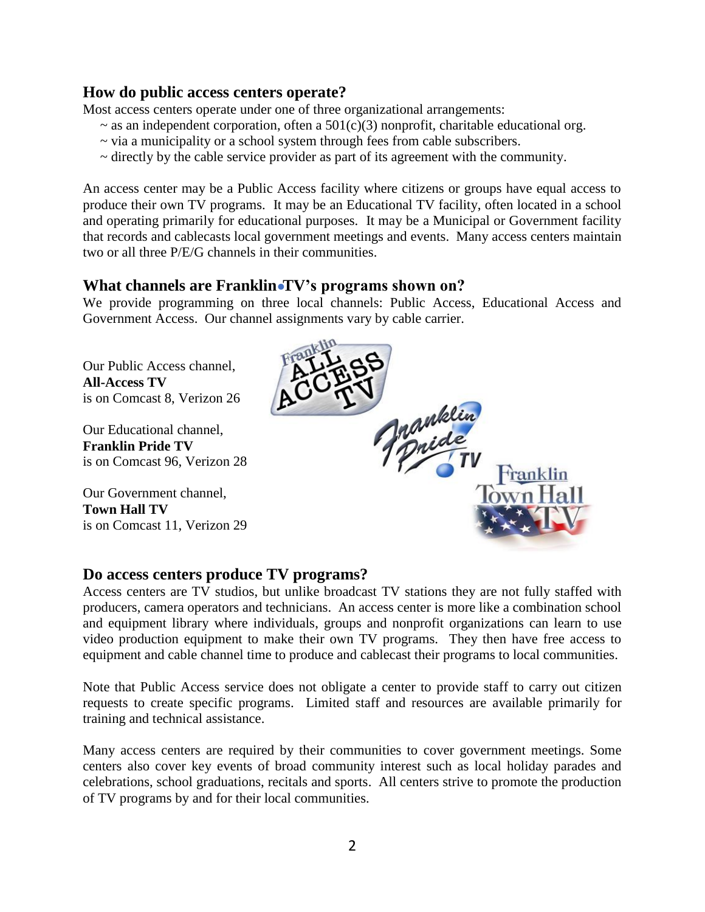## How do public access centers operate?

Most access centers operate under one of three organizational arrangements:

~ as an independent corporation, often a 501(c)(3) nonprofit, charitable educational org.
~ via a municipality or a school system through fees from cable subscribers.
~ directly by the cable service provider as part of its agreement with the community.

An access center may be a Public Access facility where citizens or groups have equal access to produce their own TV programs. It may be an Educational TV facility, often located in a school and operating primarily for educational purposes. It may be a Municipal or Government facility that records and cablecasts local government meetings and events. Many access centers maintain two or all three P/E/G channels in their communities.

## What channels are Franklin•TV's programs shown on?

We provide programming on three local channels: Public Access, Educational Access and Government Access. Our channel assignments vary by cable carrier.

Our Public Access channel,
**All-Access TV**
is on Comcast 8, Verizon 26

Our Educational channel,
**Franklin Pride TV**
is on Comcast 96, Verizon 28

Our Government channel,
**Town Hall TV**
is on Comcast 11, Verizon 29

## Do access centers produce TV programs?

Access centers are TV studios, but unlike broadcast TV stations they are not fully staffed with producers, camera operators and technicians. An access center is more like a combination school and equipment library where individuals, groups and nonprofit organizations can learn to use video production equipment to make their own TV programs. They then have free access to equipment and cable channel time to produce and cablecast their programs to local communities.

Note that Public Access service does not obligate a center to provide staff to carry out citizen requests to create specific programs. Limited staff and resources are available primarily for training and technical assistance.

Many access centers are required by their communities to cover government meetings. Some centers also cover key events of broad community interest such as local holiday parades and celebrations, school graduations, recitals and sports. All centers strive to promote the production of TV programs by and for their local communities.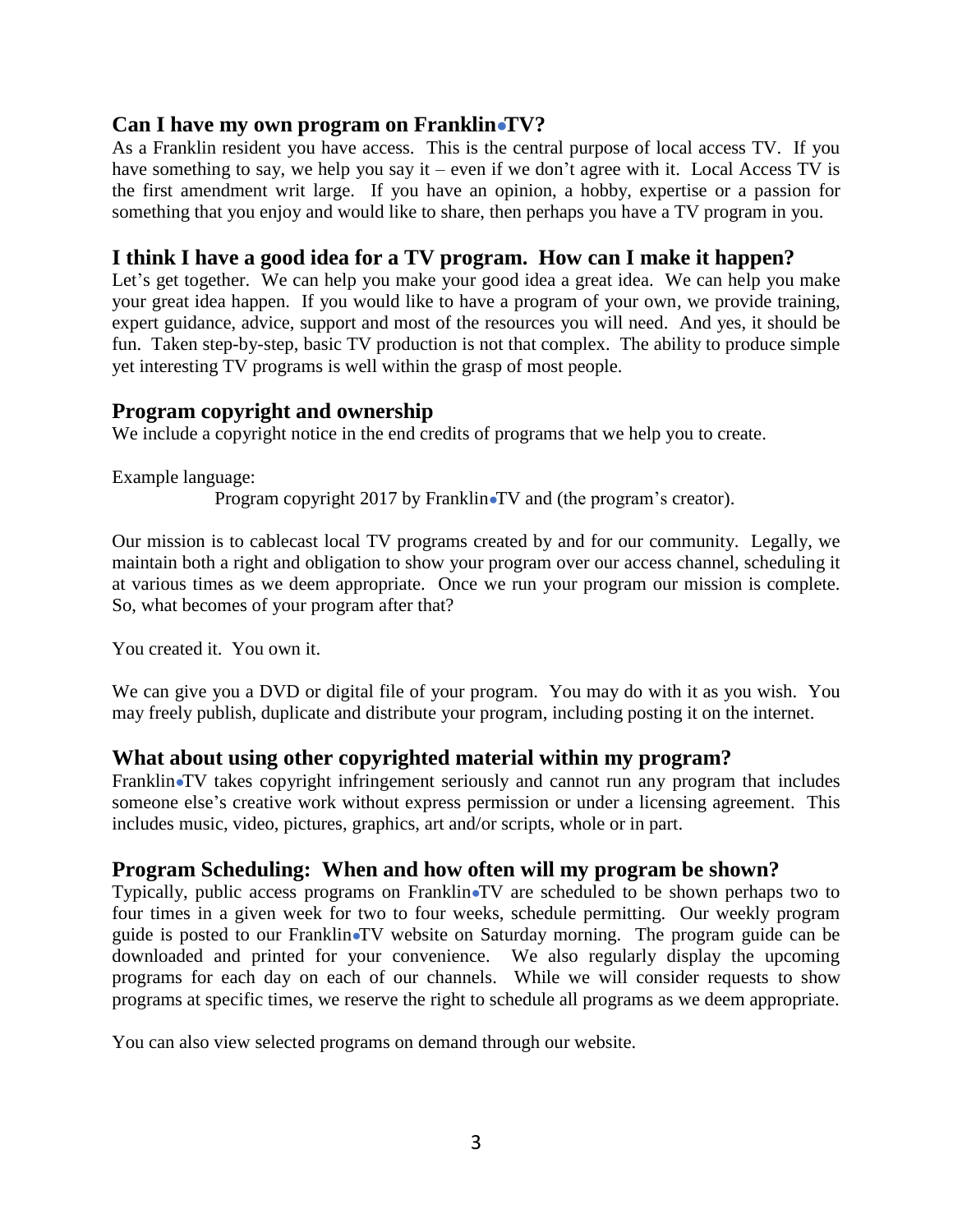## Can I have my own program on Franklin•TV?

As a Franklin resident you have access. This is the central purpose of local access TV. If you have something to say, we help you say it – even if we don't agree with it. Local Access TV is the first amendment writ large. If you have an opinion, a hobby, expertise or a passion for something that you enjoy and would like to share, then perhaps you have a TV program in you.

## I think I have a good idea for a TV program. How can I make it happen?

Let's get together. We can help you make your good idea a great idea. We can help you make your great idea happen. If you would like to have a program of your own, we provide training, expert guidance, advice, support and most of the resources you will need. And yes, it should be fun. Taken step-by-step, basic TV production is not that complex. The ability to produce simple yet interesting TV programs is well within the grasp of most people.

## Program copyright and ownership

We include a copyright notice in the end credits of programs that we help you to create.

Example language:

Program copyright 2017 by Franklin•TV and (the program's creator).

Our mission is to cablecast local TV programs created by and for our community. Legally, we maintain both a right and obligation to show your program over our access channel, scheduling it at various times as we deem appropriate. Once we run your program our mission is complete. So, what becomes of your program after that?

You created it. You own it.

We can give you a DVD or digital file of your program. You may do with it as you wish. You may freely publish, duplicate and distribute your program, including posting it on the internet.

## What about using other copyrighted material within my program?

Franklin•TV takes copyright infringement seriously and cannot run any program that includes someone else's creative work without express permission or under a licensing agreement. This includes music, video, pictures, graphics, art and/or scripts, whole or in part.

## Program Scheduling: When and how often will my program be shown?

Typically, public access programs on Franklin•TV are scheduled to be shown perhaps two to four times in a given week for two to four weeks, schedule permitting. Our weekly program guide is posted to our Franklin•TV website on Saturday morning. The program guide can be downloaded and printed for your convenience. We also regularly display the upcoming programs for each day on each of our channels. While we will consider requests to show programs at specific times, we reserve the right to schedule all programs as we deem appropriate.

You can also view selected programs on demand through our website.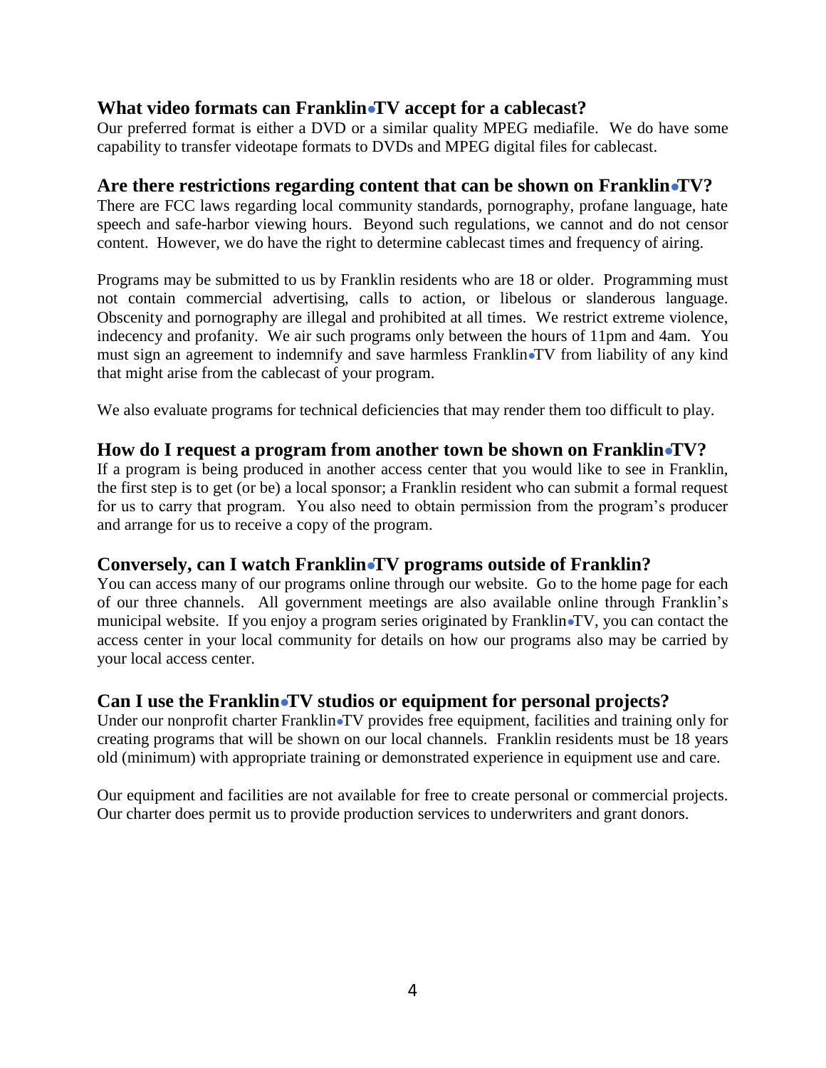## What video formats can Franklin•TV accept for a cablecast?

Our preferred format is either a DVD or a similar quality MPEG mediafile. We do have some capability to transfer videotape formats to DVDs and MPEG digital files for cablecast.

## Are there restrictions regarding content that can be shown on Franklin•TV?

There are FCC laws regarding local community standards, pornography, profane language, hate speech and safe-harbor viewing hours. Beyond such regulations, we cannot and do not censor content. However, we do have the right to determine cablecast times and frequency of airing.

Programs may be submitted to us by Franklin residents who are 18 or older. Programming must not contain commercial advertising, calls to action, or libelous or slanderous language. Obscenity and pornography are illegal and prohibited at all times. We restrict extreme violence, indecency and profanity. We air such programs only between the hours of 11pm and 4am. You must sign an agreement to indemnify and save harmless Franklin•TV from liability of any kind that might arise from the cablecast of your program.

We also evaluate programs for technical deficiencies that may render them too difficult to play.

## How do I request a program from another town be shown on Franklin•TV?

If a program is being produced in another access center that you would like to see in Franklin, the first step is to get (or be) a local sponsor; a Franklin resident who can submit a formal request for us to carry that program. You also need to obtain permission from the program's producer and arrange for us to receive a copy of the program.

## Conversely, can I watch Franklin•TV programs outside of Franklin?

You can access many of our programs online through our website. Go to the home page for each of our three channels. All government meetings are also available online through Franklin's municipal website. If you enjoy a program series originated by Franklin•TV, you can contact the access center in your local community for details on how our programs also may be carried by your local access center.

## Can I use the Franklin•TV studios or equipment for personal projects?

Under our nonprofit charter Franklin•TV provides free equipment, facilities and training only for creating programs that will be shown on our local channels. Franklin residents must be 18 years old (minimum) with appropriate training or demonstrated experience in equipment use and care.

Our equipment and facilities are not available for free to create personal or commercial projects. Our charter does permit us to provide production services to underwriters and grant donors.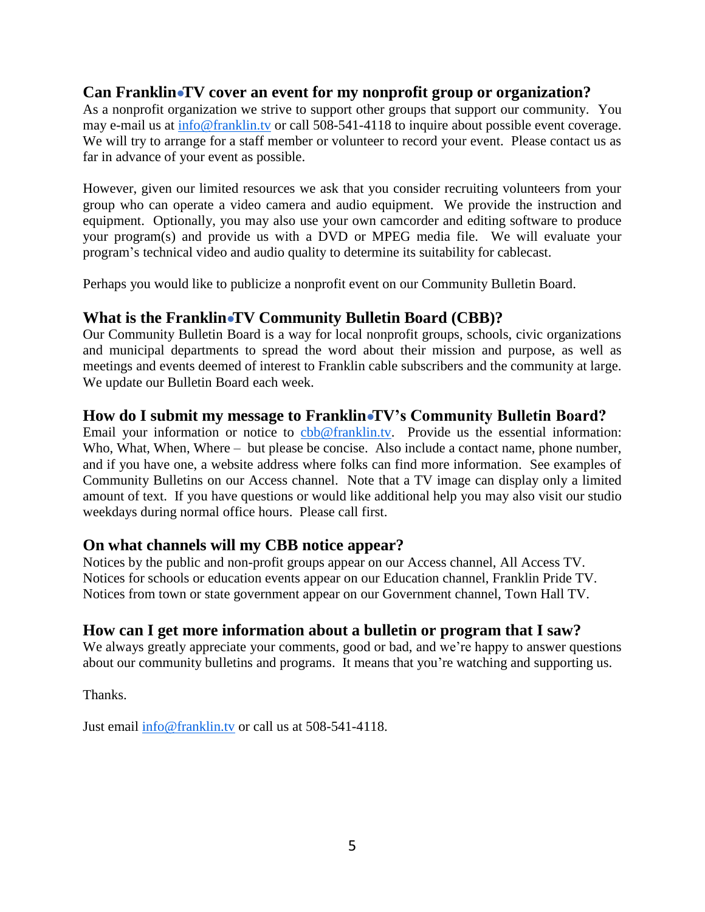## Can Franklin•TV cover an event for my nonprofit group or organization?

As a nonprofit organization we strive to support other groups that support our community. You may e-mail us at info@franklin.tv or call 508-541-4118 to inquire about possible event coverage. We will try to arrange for a staff member or volunteer to record your event. Please contact us as far in advance of your event as possible.

However, given our limited resources we ask that you consider recruiting volunteers from your group who can operate a video camera and audio equipment. We provide the instruction and equipment. Optionally, you may also use your own camcorder and editing software to produce your program(s) and provide us with a DVD or MPEG media file. We will evaluate your program's technical video and audio quality to determine its suitability for cablecast.

Perhaps you would like to publicize a nonprofit event on our Community Bulletin Board.

## What is the Franklin•TV Community Bulletin Board (CBB)?

Our Community Bulletin Board is a way for local nonprofit groups, schools, civic organizations and municipal departments to spread the word about their mission and purpose, as well as meetings and events deemed of interest to Franklin cable subscribers and the community at large. We update our Bulletin Board each week.

## How do I submit my message to Franklin•TV's Community Bulletin Board?

Email your information or notice to cbb@franklin.tv. Provide us the essential information: Who, What, When, Where – but please be concise. Also include a contact name, phone number, and if you have one, a website address where folks can find more information. See examples of Community Bulletins on our Access channel. Note that a TV image can display only a limited amount of text. If you have questions or would like additional help you may also visit our studio weekdays during normal office hours. Please call first.

## On what channels will my CBB notice appear?

Notices by the public and non-profit groups appear on our Access channel, All Access TV.
Notices for schools or education events appear on our Education channel, Franklin Pride TV.
Notices from town or state government appear on our Government channel, Town Hall TV.

## How can I get more information about a bulletin or program that I saw?

We always greatly appreciate your comments, good or bad, and we're happy to answer questions about our community bulletins and programs. It means that you're watching and supporting us.

Thanks.

Just email info@franklin.tv or call us at 508-541-4118.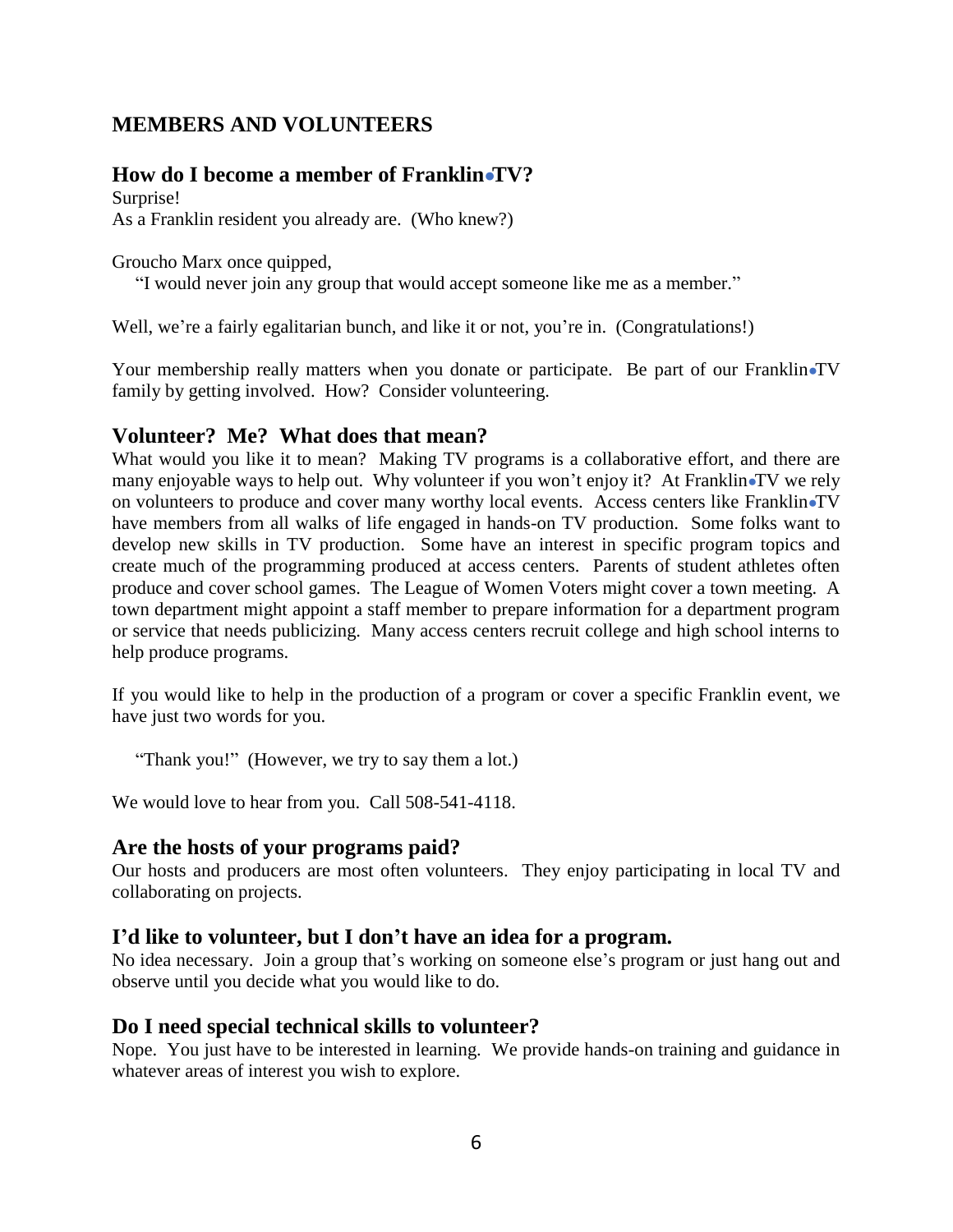## MEMBERS AND VOLUNTEERS

### How do I become a member of Franklin•TV?

Surprise!
As a Franklin resident you already are. (Who knew?)

Groucho Marx once quipped,

"I would never join any group that would accept someone like me as a member."

Well, we're a fairly egalitarian bunch, and like it or not, you're in. (Congratulations!)

Your membership really matters when you donate or participate. Be part of our Franklin•TV family by getting involved. How? Consider volunteering.

### Volunteer? Me? What does that mean?

What would you like it to mean? Making TV programs is a collaborative effort, and there are many enjoyable ways to help out. Why volunteer if you won't enjoy it? At Franklin•TV we rely on volunteers to produce and cover many worthy local events. Access centers like Franklin•TV have members from all walks of life engaged in hands-on TV production. Some folks want to develop new skills in TV production. Some have an interest in specific program topics and create much of the programming produced at access centers. Parents of student athletes often produce and cover school games. The League of Women Voters might cover a town meeting. A town department might appoint a staff member to prepare information for a department program or service that needs publicizing. Many access centers recruit college and high school interns to help produce programs.

If you would like to help in the production of a program or cover a specific Franklin event, we have just two words for you.

"Thank you!" (However, we try to say them a lot.)

We would love to hear from you. Call 508-541-4118.

### Are the hosts of your programs paid?

Our hosts and producers are most often volunteers. They enjoy participating in local TV and collaborating on projects.

### I'd like to volunteer, but I don't have an idea for a program.

No idea necessary. Join a group that's working on someone else's program or just hang out and observe until you decide what you would like to do.

### Do I need special technical skills to volunteer?

Nope. You just have to be interested in learning. We provide hands-on training and guidance in whatever areas of interest you wish to explore.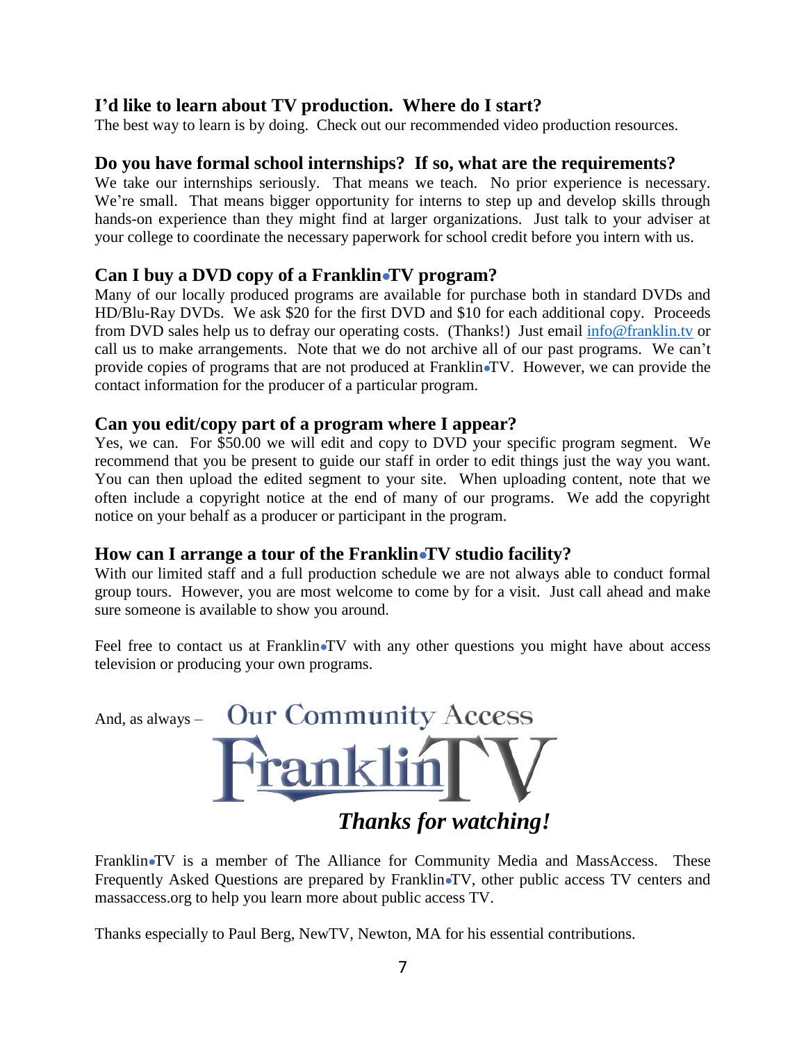### I'd like to learn about TV production. Where do I start?

The best way to learn is by doing. Check out our recommended video production resources.

### Do you have formal school internships? If so, what are the requirements?

We take our internships seriously. That means we teach. No prior experience is necessary. We're small. That means bigger opportunity for interns to step up and develop skills through hands-on experience than they might find at larger organizations. Just talk to your adviser at your college to coordinate the necessary paperwork for school credit before you intern with us.

### Can I buy a DVD copy of a Franklin•TV program?

Many of our locally produced programs are available for purchase both in standard DVDs and HD/Blu-Ray DVDs. We ask $20 for the first DVD and $10 for each additional copy. Proceeds from DVD sales help us to defray our operating costs. (Thanks!) Just email info@franklin.tv or call us to make arrangements. Note that we do not archive all of our past programs. We can't provide copies of programs that are not produced at Franklin•TV. However, we can provide the contact information for the producer of a particular program.

### Can you edit/copy part of a program where I appear?

Yes, we can. For $50.00 we will edit and copy to DVD your specific program segment. We recommend that you be present to guide our staff in order to edit things just the way you want. You can then upload the edited segment to your site. When uploading content, note that we often include a copyright notice at the end of many of our programs. We add the copyright notice on your behalf as a producer or participant in the program.

### How can I arrange a tour of the Franklin•TV studio facility?

With our limited staff and a full production schedule we are not always able to conduct formal group tours. However, you are most welcome to come by for a visit. Just call ahead and make sure someone is available to show you around.

Feel free to contact us at Franklin•TV with any other questions you might have about access television or producing your own programs.

And, as always – Our Community Access FranklinTV

***Thanks for watching!***

Franklin•TV is a member of The Alliance for Community Media and MassAccess. These Frequently Asked Questions are prepared by Franklin•TV, other public access TV centers and massaccess.org to help you learn more about public access TV.

Thanks especially to Paul Berg, NewTV, Newton, MA for his essential contributions.